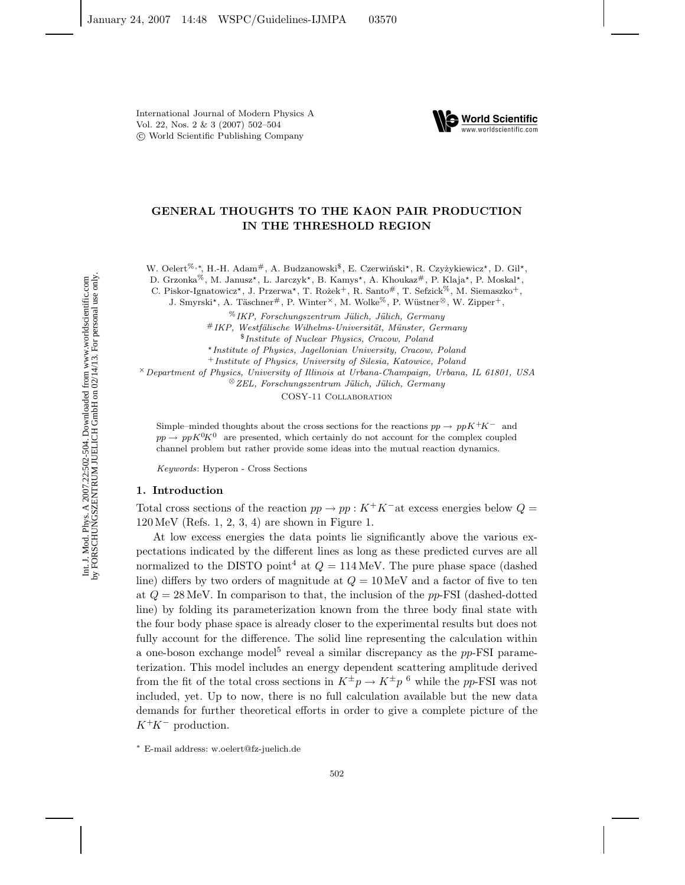International Journal of Modern Physics A
Vol. 22, Nos. 2 & 3 (2007) 502–504
© World Scientific Publishing Company

# GENERAL THOUGHTS TO THE KAON PAIR PRODUCTION IN THE THRESHOLD REGION

W. Oelert[%,*], H.-H. Adam[#], A. Budzanowski[$], E. Czerwiński[⋆], R. Czyżykiewicz[⋆], D. Gil[⋆], D. Grzonka[%], M. Janusz[⋆], L. Jarczyk[⋆], B. Kamys[⋆], A. Khoukaz[#], P. Klaja[⋆], P. Moskal[⋆], C. Piskor-Ignatowicz[⋆], J. Przerwa[⋆], T. Rożek[+], R. Santo[#], T. Sefzick[%], M. Siemaszko[+], J. Smyrski[⋆], A. Täschner[#], P. Winter[×], M. Wolke[%], P. Wüstner[⊗], W. Zipper[+],

[%] *IKP, Forschungszentrum Jülich, Jülich, Germany*
[#] *IKP, Westfälische Wilhelms-Universität, Münster, Germany*
[$] *Institute of Nuclear Physics, Cracow, Poland*
[⋆] *Institute of Physics, Jagellonian University, Cracow, Poland*
[+] *Institute of Physics, University of Silesia, Katowice, Poland*
[×] *Department of Physics, University of Illinois at Urbana-Champaign, Urbana, IL 61801, USA*
[⊗] *ZEL, Forschungszentrum Jülich, Jülich, Germany*

COSY-11 Collaboration

Simple–minded thoughts about the cross sections for the reactions $pp \to ppK^+K^-$ and $pp \to ppK^0K^0$ are presented, which certainly do not account for the complex coupled channel problem but rather provide some ideas into the mutual reaction dynamics.

*Keywords*: Hyperon - Cross Sections

## 1. Introduction

Total cross sections of the reaction $pp \to pp : K^+K^-$at excess energies below $Q = 120\,\mathrm{MeV}$ (Refs. 1, 2, 3, 4) are shown in Figure 1.

At low excess energies the data points lie significantly above the various expectations indicated by the different lines as long as these predicted curves are all normalized to the DISTO point[4] at $Q = 114\,\mathrm{MeV}$. The pure phase space (dashed line) differs by two orders of magnitude at $Q = 10\,\mathrm{MeV}$ and a factor of five to ten at $Q = 28\,\mathrm{MeV}$. In comparison to that, the inclusion of the *pp*-FSI (dashed-dotted line) by folding its parameterization known from the three body final state with the four body phase space is already closer to the experimental results but does not fully account for the difference. The solid line representing the calculation within a one-boson exchange model[5] reveal a similar discrepancy as the *pp*-FSI parameterization. This model includes an energy dependent scattering amplitude derived from the fit of the total cross sections in $K^{\pm}p \to K^{\pm}p$ [6] while the *pp*-FSI was not included, yet. Up to now, there is no full calculation available but the new data demands for further theoretical efforts in order to give a complete picture of the $K^+K^-$ production.

* E-mail address: w.oelert@fz-juelich.de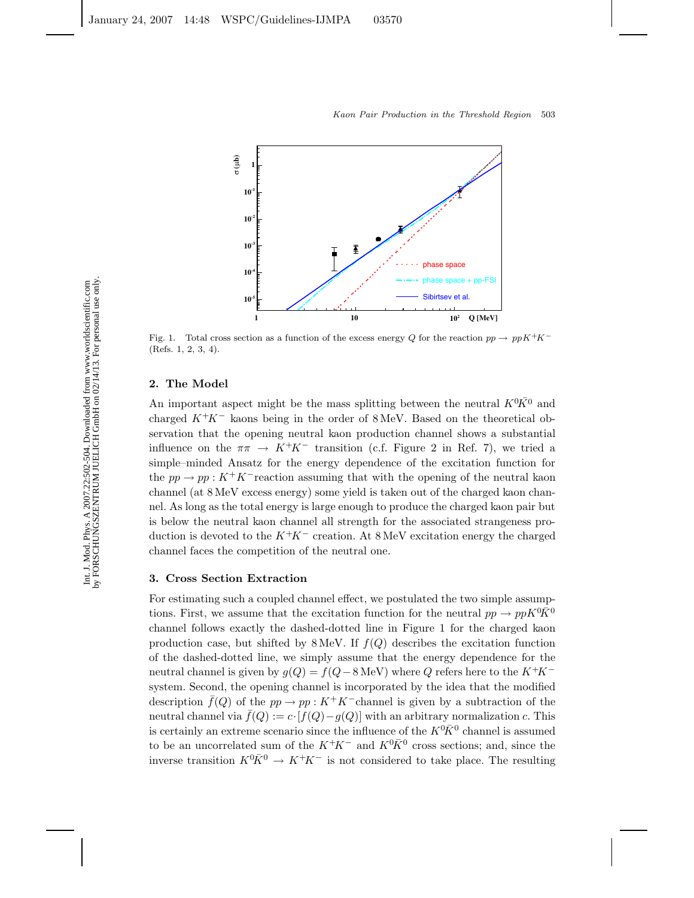Fig. 1. Total cross section as a function of the excess energy $Q$ for the reaction $pp \to ppK^+K^-$ (Refs. 1, 2, 3, 4).

## 2. The Model

An important aspect might be the mass splitting between the neutral $K^0\bar{K}^0$ and charged $K^+K^-$ kaons being in the order of 8 MeV. Based on the theoretical observation that the opening neutral kaon production channel shows a substantial influence on the $\pi\pi \to K^+K^-$ transition (c.f. Figure 2 in Ref. 7), we tried a simple–minded Ansatz for the energy dependence of the excitation function for the $pp \to pp : K^+K^-$reaction assuming that with the opening of the neutral kaon channel (at 8 MeV excess energy) some yield is taken out of the charged kaon channel. As long as the total energy is large enough to produce the charged kaon pair but is below the neutral kaon channel all strength for the associated strangeness production is devoted to the $K^+K^-$ creation. At 8 MeV excitation energy the charged channel faces the competition of the neutral one.

## 3. Cross Section Extraction

For estimating such a coupled channel effect, we postulated the two simple assumptions. First, we assume that the excitation function for the neutral $pp \to ppK^0\bar{K}^0$ channel follows exactly the dashed-dotted line in Figure 1 for the charged kaon production case, but shifted by 8 MeV. If $f(Q)$ describes the excitation function of the dashed-dotted line, we simply assume that the energy dependence for the neutral channel is given by $g(Q) = f(Q - 8\,\text{MeV})$ where $Q$ refers here to the $K^+K^-$ system. Second, the opening channel is incorporated by the idea that the modified description $\bar{f}(Q)$ of the $pp \to pp : K^+K^-$channel is given by a subtraction of the neutral channel via $\bar{f}(Q) := c \cdot [f(Q) - g(Q)]$ with an arbitrary normalization $c$. This is certainly an extreme scenario since the influence of the $K^0\bar{K}^0$ channel is assumed to be an uncorrelated sum of the $K^+K^-$ and $K^0\bar{K}^0$ cross sections; and, since the inverse transition $K^0\bar{K}^0 \to K^+K^-$ is not considered to take place. The resulting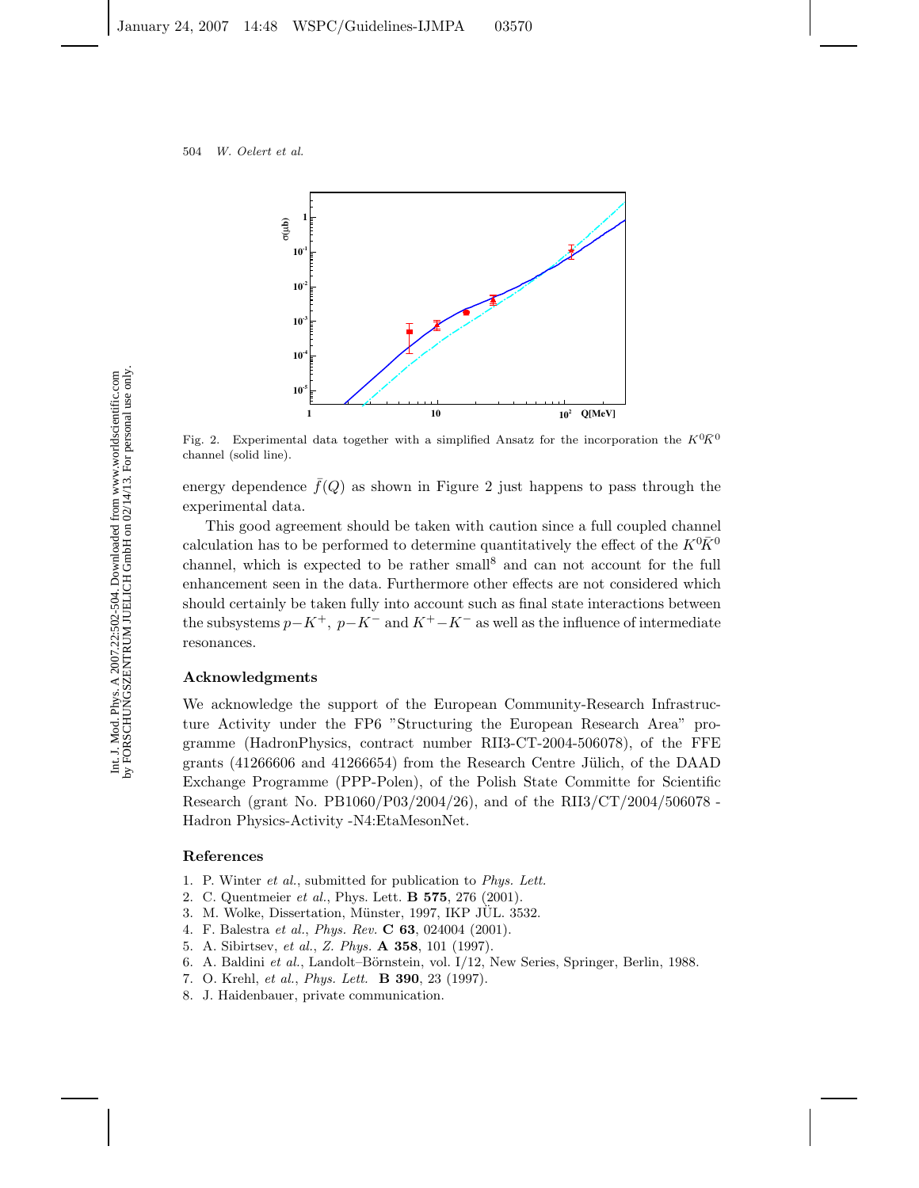σ(μb)

1

$10^{-1}$

$10^{-2}$

$10^{-3}$

$10^{-4}$

$10^{-5}$

1

10

$10^2$ Q[MeV]

Fig. 2. Experimental data together with a simplified Ansatz for the incorporation the $K^0\bar{K}^0$ channel (solid line).

energy dependence $\bar{f}(Q)$ as shown in Figure 2 just happens to pass through the experimental data.

This good agreement should be taken with caution since a full coupled channel calculation has to be performed to determine quantitatively the effect of the $K^0\bar{K}^0$ channel, which is expected to be rather small[8] and can not account for the full enhancement seen in the data. Furthermore other effects are not considered which should certainly be taken fully into account such as final state interactions between the subsystems $p-K^+$, $p-K^-$ and $K^+-K^-$ as well as the influence of intermediate resonances.

## Acknowledgments

We acknowledge the support of the European Community-Research Infrastructure Activity under the FP6 "Structuring the European Research Area" programme (HadronPhysics, contract number RII3-CT-2004-506078), of the FFE grants (41266606 and 41266654) from the Research Centre Jülich, of the DAAD Exchange Programme (PPP-Polen), of the Polish State Committe for Scientific Research (grant No. PB1060/P03/2004/26), and of the RII3/CT/2004/506078 - Hadron Physics-Activity -N4:EtaMesonNet.

## References

1. P. Winter *et al.*, submitted for publication to *Phys. Lett.*
2. C. Quentmeier *et al.*, Phys. Lett. **B 575**, 276 (2001).
3. M. Wolke, Dissertation, Münster, 1997, IKP JÜL. 3532.
4. F. Balestra *et al.*, *Phys. Rev.* **C 63**, 024004 (2001).
5. A. Sibirtsev, *et al.*, *Z. Phys.* **A 358**, 101 (1997).
6. A. Baldini *et al.*, Landolt–Börnstein, vol. I/12, New Series, Springer, Berlin, 1988.
7. O. Krehl, *et al.*, *Phys. Lett.* **B 390**, 23 (1997).
8. J. Haidenbauer, private communication.